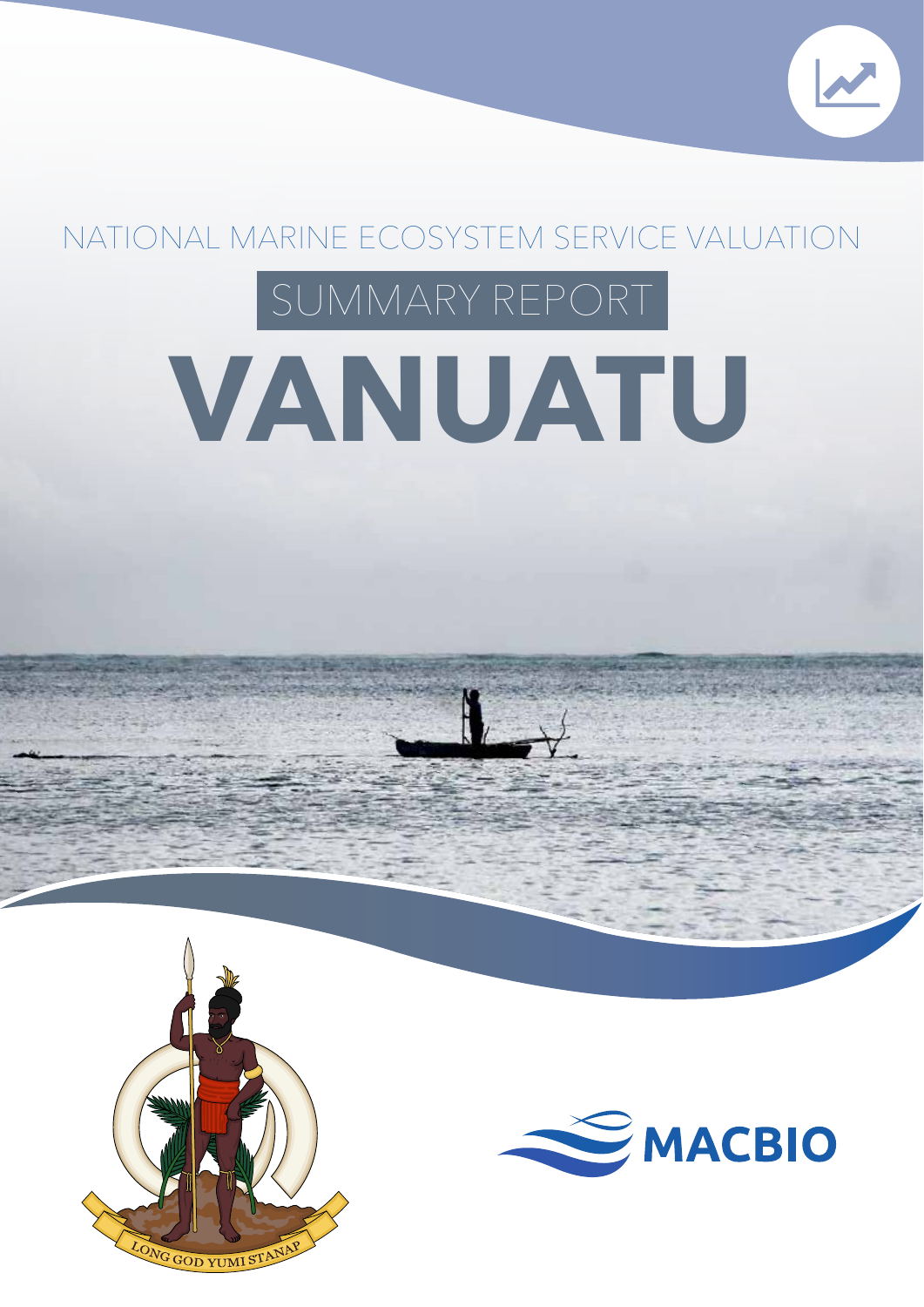NATIONAL MARINE ECOSYSTEM SERVICE VALUATION

SUMMARY REPORT

# VANUATU

LONG GOD YUMI STANAP

MACBIO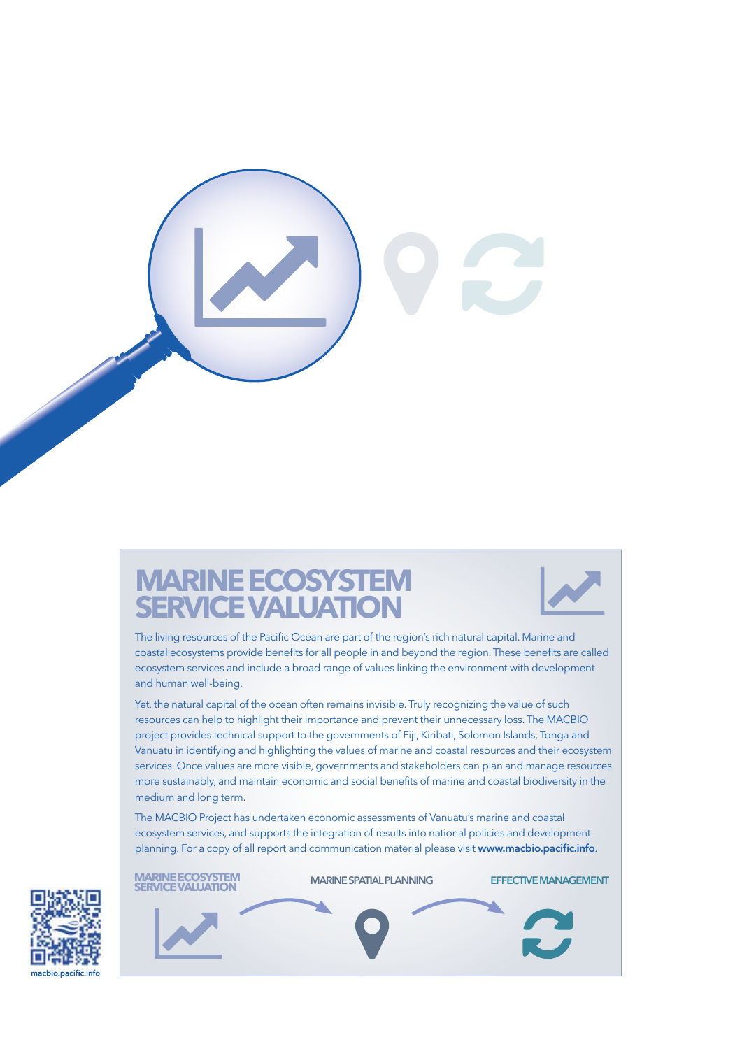# MARINE ECOSYSTEM SERVICE VALUATION

The living resources of the Pacific Ocean are part of the region's rich natural capital. Marine and coastal ecosystems provide benefits for all people in and beyond the region. These benefits are called ecosystem services and include a broad range of values linking the environment with development and human well-being.

Yet, the natural capital of the ocean often remains invisible. Truly recognizing the value of such resources can help to highlight their importance and prevent their unnecessary loss. The MACBIO project provides technical support to the governments of Fiji, Kiribati, Solomon Islands, Tonga and Vanuatu in identifying and highlighting the values of marine and coastal resources and their ecosystem services. Once values are more visible, governments and stakeholders can plan and manage resources more sustainably, and maintain economic and social benefits of marine and coastal biodiversity in the medium and long term.

The MACBIO Project has undertaken economic assessments of Vanuatu's marine and coastal ecosystem services, and supports the integration of results into national policies and development planning. For a copy of all report and communication material please visit **www.macbio.pacific.info**.

MARINE ECOSYSTEM SERVICE VALUATION → MARINE SPATIAL PLANNING → EFFECTIVE MANAGEMENT

macbio.pacific.info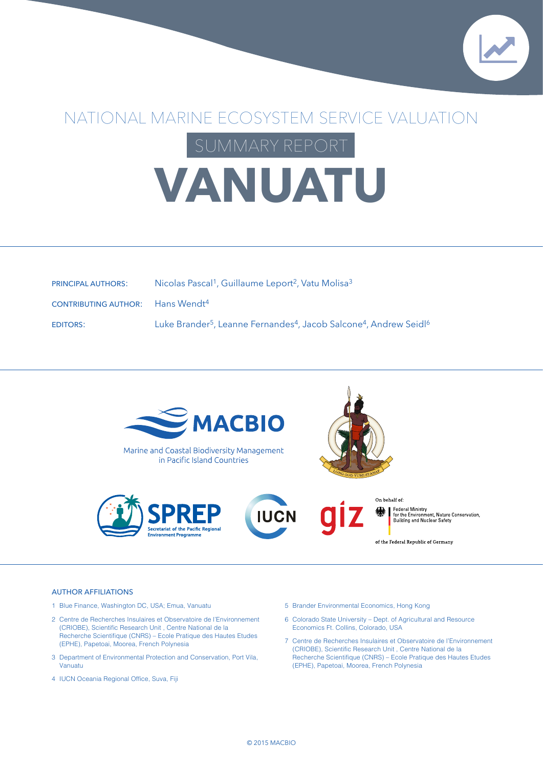# NATIONAL MARINE ECOSYSTEM SERVICE VALUATION

## SUMMARY REPORT

# VANUATU

PRINCIPAL AUTHORS: Nicolas Pascal[1], Guillaume Leport[2], Vatu Molisa[3]

CONTRIBUTING AUTHOR: Hans Wendt[4]

EDITORS: Luke Brander[5], Leanne Fernandes[4], Jacob Salcone[4], Andrew Seidl[6]

MACBIO

Marine and Coastal Biodiversity Management in Pacific Island Countries

SPREP Secretariat of the Pacific Regional Environment Programme

IUCN

giz

On behalf of: Federal Ministry for the Environment, Nature Conservation, Building and Nuclear Safety of the Federal Republic of Germany

### AUTHOR AFFILIATIONS

1 Blue Finance, Washington DC, USA; Emua, Vanuatu

2 Centre de Recherches Insulaires et Observatoire de l'Environnement (CRIOBE), Scientific Research Unit , Centre National de la Recherche Scientifique (CNRS) – Ecole Pratique des Hautes Etudes (EPHE), Papetoai, Moorea, French Polynesia

3 Department of Environmental Protection and Conservation, Port Vila, Vanuatu

4 IUCN Oceania Regional Office, Suva, Fiji

5 Brander Environmental Economics, Hong Kong

6 Colorado State University – Dept. of Agricultural and Resource Economics Ft. Collins, Colorado, USA

7 Centre de Recherches Insulaires et Observatoire de l'Environnement (CRIOBE), Scientific Research Unit , Centre National de la Recherche Scientifique (CNRS) – Ecole Pratique des Hautes Etudes (EPHE), Papetoai, Moorea, French Polynesia

© 2015 MACBIO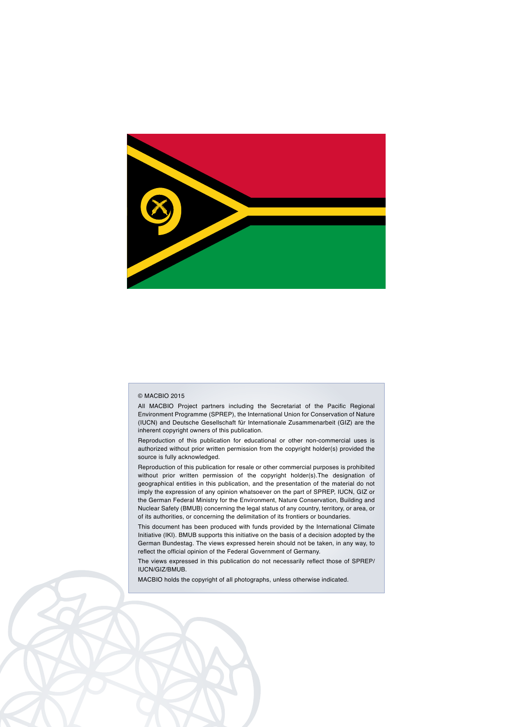© MACBIO 2015

All MACBIO Project partners including the Secretariat of the Pacific Regional Environment Programme (SPREP), the International Union for Conservation of Nature (IUCN) and Deutsche Gesellschaft für Internationale Zusammenarbeit (GIZ) are the inherent copyright owners of this publication.

Reproduction of this publication for educational or other non-commercial uses is authorized without prior written permission from the copyright holder(s) provided the source is fully acknowledged.

Reproduction of this publication for resale or other commercial purposes is prohibited without prior written permission of the copyright holder(s).The designation of geographical entities in this publication, and the presentation of the material do not imply the expression of any opinion whatsoever on the part of SPREP, IUCN, GIZ or the German Federal Ministry for the Environment, Nature Conservation, Building and Nuclear Safety (BMUB) concerning the legal status of any country, territory, or area, or of its authorities, or concerning the delimitation of its frontiers or boundaries.

This document has been produced with funds provided by the International Climate Initiative (IKI). BMUB supports this initiative on the basis of a decision adopted by the German Bundestag. The views expressed herein should not be taken, in any way, to reflect the official opinion of the Federal Government of Germany.

The views expressed in this publication do not necessarily reflect those of SPREP/IUCN/GIZ/BMUB.

MACBIO holds the copyright of all photographs, unless otherwise indicated.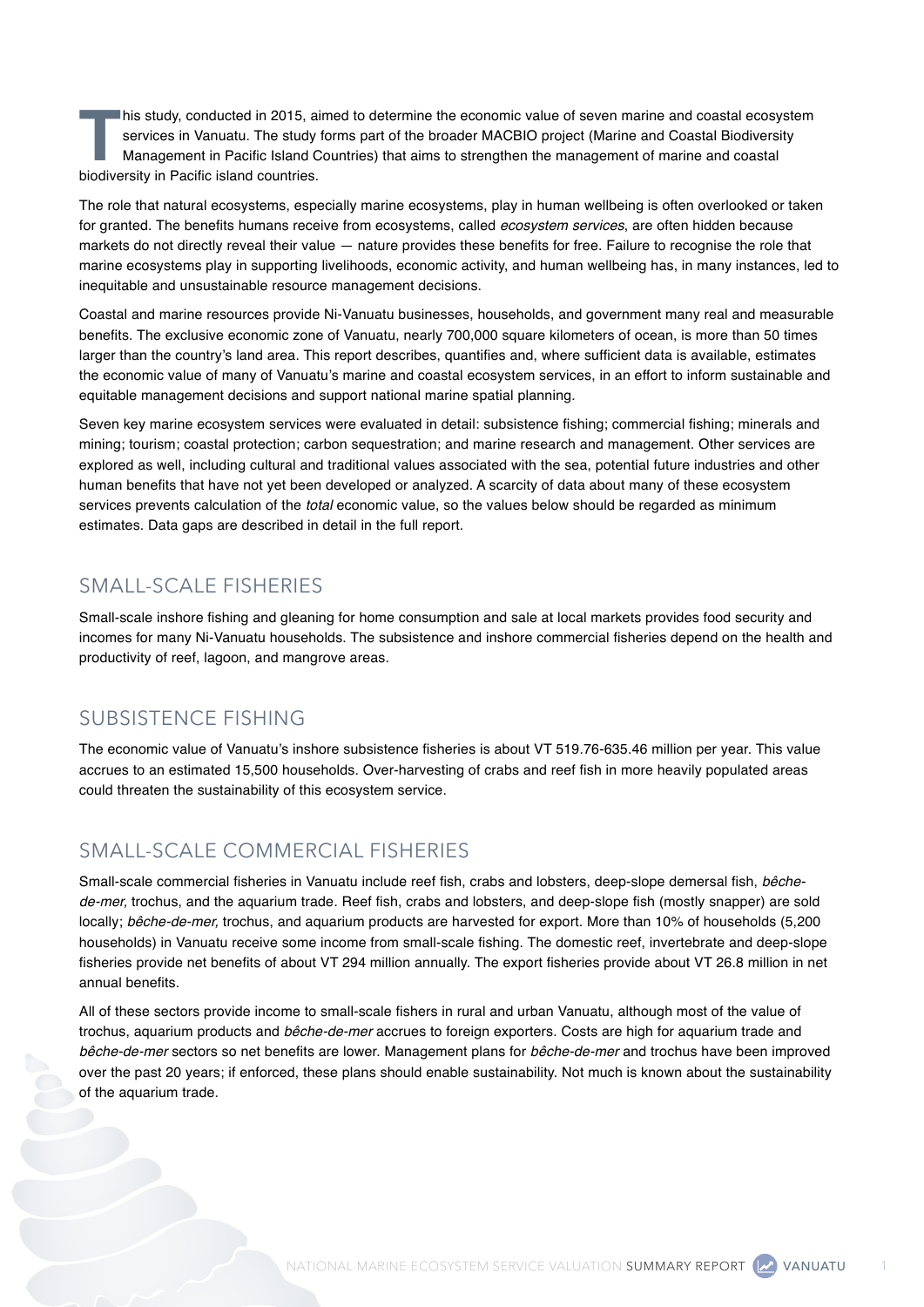This study, conducted in 2015, aimed to determine the economic value of seven marine and coastal ecosystem services in Vanuatu. The study forms part of the broader MACBIO project (Marine and Coastal Biodiversity Management in Pacific Island Countries) that aims to strengthen the management of marine and coastal biodiversity in Pacific island countries.

The role that natural ecosystems, especially marine ecosystems, play in human wellbeing is often overlooked or taken for granted. The benefits humans receive from ecosystems, called *ecosystem services*, are often hidden because markets do not directly reveal their value — nature provides these benefits for free. Failure to recognise the role that marine ecosystems play in supporting livelihoods, economic activity, and human wellbeing has, in many instances, led to inequitable and unsustainable resource management decisions.

Coastal and marine resources provide Ni-Vanuatu businesses, households, and government many real and measurable benefits. The exclusive economic zone of Vanuatu, nearly 700,000 square kilometers of ocean, is more than 50 times larger than the country's land area. This report describes, quantifies and, where sufficient data is available, estimates the economic value of many of Vanuatu's marine and coastal ecosystem services, in an effort to inform sustainable and equitable management decisions and support national marine spatial planning.

Seven key marine ecosystem services were evaluated in detail: subsistence fishing; commercial fishing; minerals and mining; tourism; coastal protection; carbon sequestration; and marine research and management. Other services are explored as well, including cultural and traditional values associated with the sea, potential future industries and other human benefits that have not yet been developed or analyzed. A scarcity of data about many of these ecosystem services prevents calculation of the *total* economic value, so the values below should be regarded as minimum estimates. Data gaps are described in detail in the full report.

## SMALL-SCALE FISHERIES

Small-scale inshore fishing and gleaning for home consumption and sale at local markets provides food security and incomes for many Ni-Vanuatu households. The subsistence and inshore commercial fisheries depend on the health and productivity of reef, lagoon, and mangrove areas.

## SUBSISTENCE FISHING

The economic value of Vanuatu's inshore subsistence fisheries is about VT 519.76-635.46 million per year. This value accrues to an estimated 15,500 households. Over-harvesting of crabs and reef fish in more heavily populated areas could threaten the sustainability of this ecosystem service.

## SMALL-SCALE COMMERCIAL FISHERIES

Small-scale commercial fisheries in Vanuatu include reef fish, crabs and lobsters, deep-slope demersal fish, *bêche-de-mer,* trochus, and the aquarium trade. Reef fish, crabs and lobsters, and deep-slope fish (mostly snapper) are sold locally; *bêche-de-mer,* trochus, and aquarium products are harvested for export. More than 10% of households (5,200 households) in Vanuatu receive some income from small-scale fishing. The domestic reef, invertebrate and deep-slope fisheries provide net benefits of about VT 294 million annually. The export fisheries provide about VT 26.8 million in net annual benefits.

All of these sectors provide income to small-scale fishers in rural and urban Vanuatu, although most of the value of trochus, aquarium products and *bêche-de-mer* accrues to foreign exporters. Costs are high for aquarium trade and *bêche-de-mer* sectors so net benefits are lower. Management plans for *bêche-de-mer* and trochus have been improved over the past 20 years; if enforced, these plans should enable sustainability. Not much is known about the sustainability of the aquarium trade.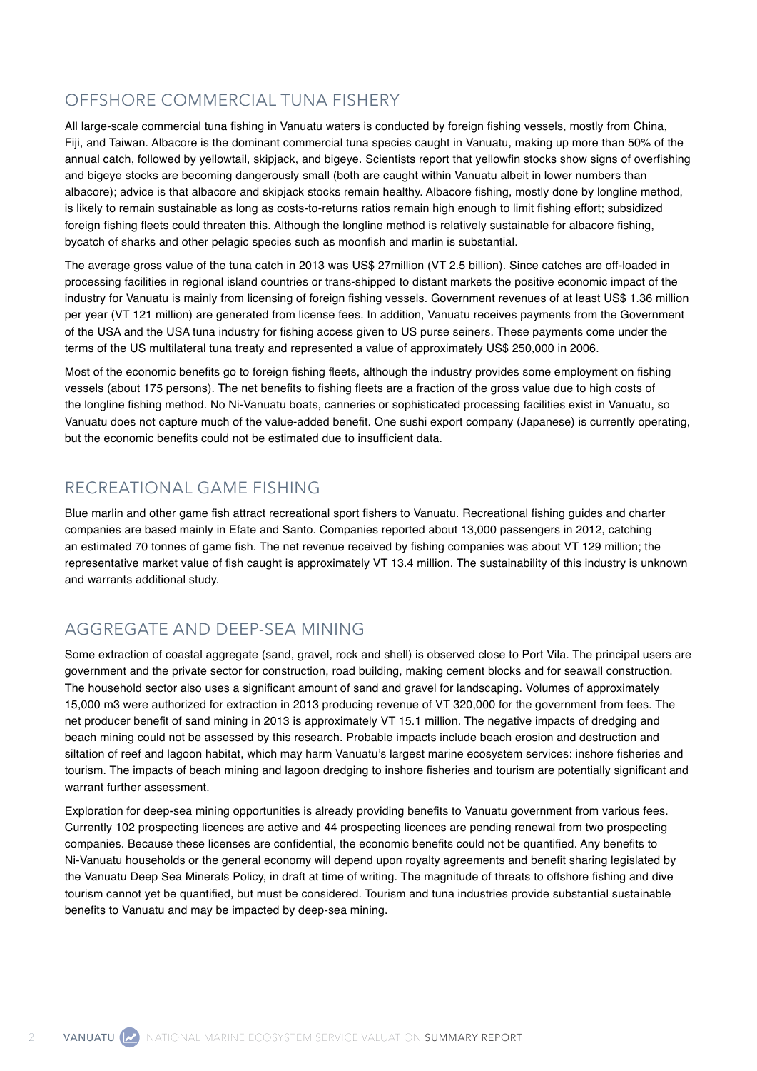## OFFSHORE COMMERCIAL TUNA FISHERY

All large-scale commercial tuna fishing in Vanuatu waters is conducted by foreign fishing vessels, mostly from China, Fiji, and Taiwan. Albacore is the dominant commercial tuna species caught in Vanuatu, making up more than 50% of the annual catch, followed by yellowtail, skipjack, and bigeye. Scientists report that yellowfin stocks show signs of overfishing and bigeye stocks are becoming dangerously small (both are caught within Vanuatu albeit in lower numbers than albacore); advice is that albacore and skipjack stocks remain healthy. Albacore fishing, mostly done by longline method, is likely to remain sustainable as long as costs-to-returns ratios remain high enough to limit fishing effort; subsidized foreign fishing fleets could threaten this. Although the longline method is relatively sustainable for albacore fishing, bycatch of sharks and other pelagic species such as moonfish and marlin is substantial.

The average gross value of the tuna catch in 2013 was US$ 27million (VT 2.5 billion). Since catches are off-loaded in processing facilities in regional island countries or trans-shipped to distant markets the positive economic impact of the industry for Vanuatu is mainly from licensing of foreign fishing vessels. Government revenues of at least US$ 1.36 million per year (VT 121 million) are generated from license fees. In addition, Vanuatu receives payments from the Government of the USA and the USA tuna industry for fishing access given to US purse seiners. These payments come under the terms of the US multilateral tuna treaty and represented a value of approximately US$ 250,000 in 2006.

Most of the economic benefits go to foreign fishing fleets, although the industry provides some employment on fishing vessels (about 175 persons). The net benefits to fishing fleets are a fraction of the gross value due to high costs of the longline fishing method. No Ni-Vanuatu boats, canneries or sophisticated processing facilities exist in Vanuatu, so Vanuatu does not capture much of the value-added benefit. One sushi export company (Japanese) is currently operating, but the economic benefits could not be estimated due to insufficient data.

## RECREATIONAL GAME FISHING

Blue marlin and other game fish attract recreational sport fishers to Vanuatu. Recreational fishing guides and charter companies are based mainly in Efate and Santo. Companies reported about 13,000 passengers in 2012, catching an estimated 70 tonnes of game fish. The net revenue received by fishing companies was about VT 129 million; the representative market value of fish caught is approximately VT 13.4 million. The sustainability of this industry is unknown and warrants additional study.

## AGGREGATE AND DEEP-SEA MINING

Some extraction of coastal aggregate (sand, gravel, rock and shell) is observed close to Port Vila. The principal users are government and the private sector for construction, road building, making cement blocks and for seawall construction. The household sector also uses a significant amount of sand and gravel for landscaping. Volumes of approximately 15,000 m3 were authorized for extraction in 2013 producing revenue of VT 320,000 for the government from fees. The net producer benefit of sand mining in 2013 is approximately VT 15.1 million. The negative impacts of dredging and beach mining could not be assessed by this research. Probable impacts include beach erosion and destruction and siltation of reef and lagoon habitat, which may harm Vanuatu's largest marine ecosystem services: inshore fisheries and tourism. The impacts of beach mining and lagoon dredging to inshore fisheries and tourism are potentially significant and warrant further assessment.

Exploration for deep-sea mining opportunities is already providing benefits to Vanuatu government from various fees. Currently 102 prospecting licences are active and 44 prospecting licences are pending renewal from two prospecting companies. Because these licenses are confidential, the economic benefits could not be quantified. Any benefits to Ni-Vanuatu households or the general economy will depend upon royalty agreements and benefit sharing legislated by the Vanuatu Deep Sea Minerals Policy, in draft at time of writing. The magnitude of threats to offshore fishing and dive tourism cannot yet be quantified, but must be considered. Tourism and tuna industries provide substantial sustainable benefits to Vanuatu and may be impacted by deep-sea mining.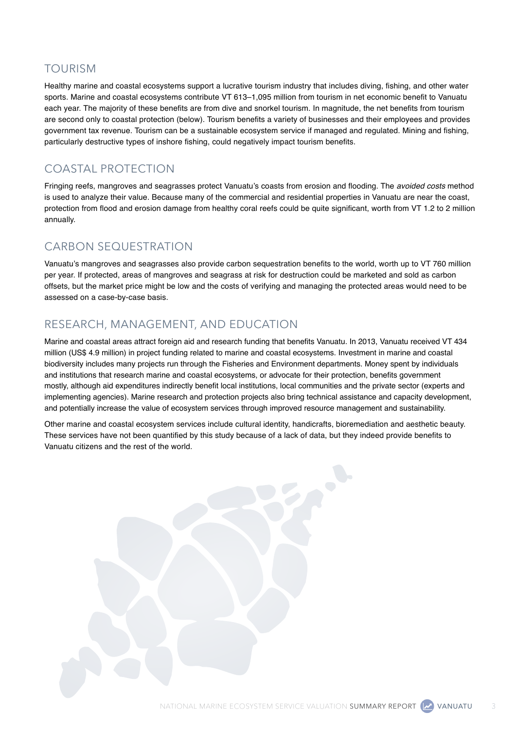## TOURISM

Healthy marine and coastal ecosystems support a lucrative tourism industry that includes diving, fishing, and other water sports. Marine and coastal ecosystems contribute VT 613–1,095 million from tourism in net economic benefit to Vanuatu each year. The majority of these benefits are from dive and snorkel tourism. In magnitude, the net benefits from tourism are second only to coastal protection (below). Tourism benefits a variety of businesses and their employees and provides government tax revenue. Tourism can be a sustainable ecosystem service if managed and regulated. Mining and fishing, particularly destructive types of inshore fishing, could negatively impact tourism benefits.

## COASTAL PROTECTION

Fringing reefs, mangroves and seagrasses protect Vanuatu's coasts from erosion and flooding. The *avoided costs* method is used to analyze their value. Because many of the commercial and residential properties in Vanuatu are near the coast, protection from flood and erosion damage from healthy coral reefs could be quite significant, worth from VT 1.2 to 2 million annually.

## CARBON SEQUESTRATION

Vanuatu's mangroves and seagrasses also provide carbon sequestration benefits to the world, worth up to VT 760 million per year. If protected, areas of mangroves and seagrass at risk for destruction could be marketed and sold as carbon offsets, but the market price might be low and the costs of verifying and managing the protected areas would need to be assessed on a case-by-case basis.

## RESEARCH, MANAGEMENT, AND EDUCATION

Marine and coastal areas attract foreign aid and research funding that benefits Vanuatu. In 2013, Vanuatu received VT 434 million (US$ 4.9 million) in project funding related to marine and coastal ecosystems. Investment in marine and coastal biodiversity includes many projects run through the Fisheries and Environment departments. Money spent by individuals and institutions that research marine and coastal ecosystems, or advocate for their protection, benefits government mostly, although aid expenditures indirectly benefit local institutions, local communities and the private sector (experts and implementing agencies). Marine research and protection projects also bring technical assistance and capacity development, and potentially increase the value of ecosystem services through improved resource management and sustainability.

Other marine and coastal ecosystem services include cultural identity, handicrafts, bioremediation and aesthetic beauty. These services have not been quantified by this study because of a lack of data, but they indeed provide benefits to Vanuatu citizens and the rest of the world.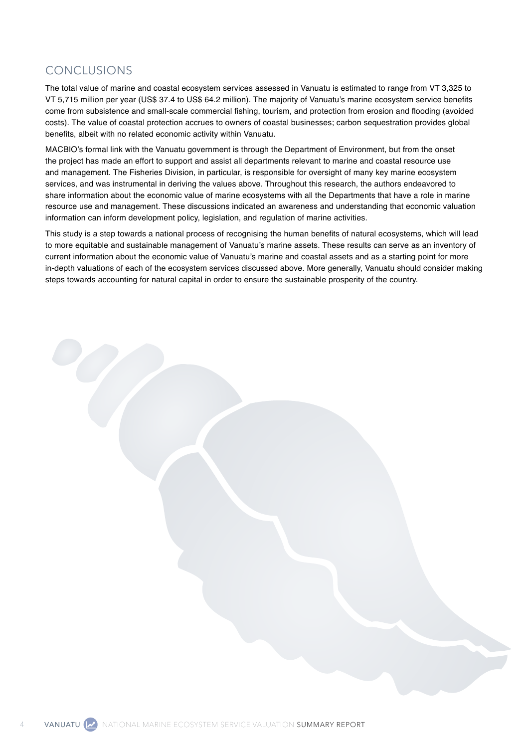## CONCLUSIONS

The total value of marine and coastal ecosystem services assessed in Vanuatu is estimated to range from VT 3,325 to VT 5,715 million per year (US$ 37.4 to US$ 64.2 million). The majority of Vanuatu's marine ecosystem service benefits come from subsistence and small-scale commercial fishing, tourism, and protection from erosion and flooding (avoided costs). The value of coastal protection accrues to owners of coastal businesses; carbon sequestration provides global benefits, albeit with no related economic activity within Vanuatu.

MACBIO's formal link with the Vanuatu government is through the Department of Environment, but from the onset the project has made an effort to support and assist all departments relevant to marine and coastal resource use and management. The Fisheries Division, in particular, is responsible for oversight of many key marine ecosystem services, and was instrumental in deriving the values above. Throughout this research, the authors endeavored to share information about the economic value of marine ecosystems with all the Departments that have a role in marine resource use and management. These discussions indicated an awareness and understanding that economic valuation information can inform development policy, legislation, and regulation of marine activities.

This study is a step towards a national process of recognising the human benefits of natural ecosystems, which will lead to more equitable and sustainable management of Vanuatu's marine assets. These results can serve as an inventory of current information about the economic value of Vanuatu's marine and coastal assets and as a starting point for more in-depth valuations of each of the ecosystem services discussed above. More generally, Vanuatu should consider making steps towards accounting for natural capital in order to ensure the sustainable prosperity of the country.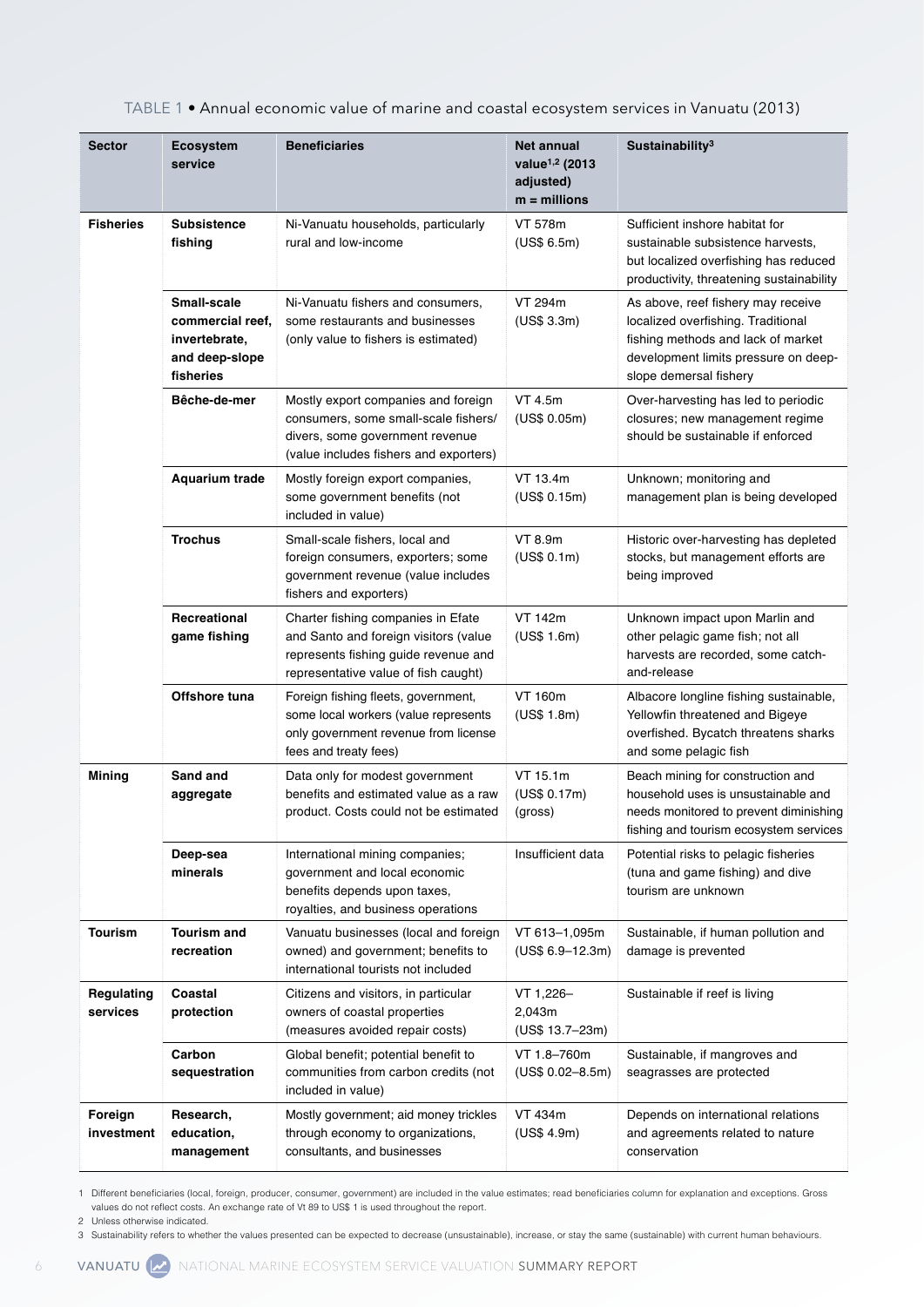TABLE 1 • Annual economic value of marine and coastal ecosystem services in Vanuatu (2013)

| Sector | Ecosystem service | Beneficiaries | Net annual value[1,2] (2013 adjusted) m = millions | Sustainability[3] |
|---|---|---|---|---|
| **Fisheries** | **Subsistence fishing** | Ni-Vanuatu households, particularly rural and low-income | VT 578m (US$ 6.5m) | Sufficient inshore habitat for sustainable subsistence harvests, but localized overfishing has reduced productivity, threatening sustainability |
| | **Small-scale commercial reef, invertebrate, and deep-slope fisheries** | Ni-Vanuatu fishers and consumers, some restaurants and businesses (only value to fishers is estimated) | VT 294m (US$ 3.3m) | As above, reef fishery may receive localized overfishing. Traditional fishing methods and lack of market development limits pressure on deep-slope demersal fishery |
| | **Bêche-de-mer** | Mostly export companies and foreign consumers, some small-scale fishers/divers, some government revenue (value includes fishers and exporters) | VT 4.5m (US$ 0.05m) | Over-harvesting has led to periodic closures; new management regime should be sustainable if enforced |
| | **Aquarium trade** | Mostly foreign export companies, some government benefits (not included in value) | VT 13.4m (US$ 0.15m) | Unknown; monitoring and management plan is being developed |
| | **Trochus** | Small-scale fishers, local and foreign consumers, exporters; some government revenue (value includes fishers and exporters) | VT 8.9m (US$ 0.1m) | Historic over-harvesting has depleted stocks, but management efforts are being improved |
| | **Recreational game fishing** | Charter fishing companies in Efate and Santo and foreign visitors (value represents fishing guide revenue and representative value of fish caught) | VT 142m (US$ 1.6m) | Unknown impact upon Marlin and other pelagic game fish; not all harvests are recorded, some catch-and-release |
| | **Offshore tuna** | Foreign fishing fleets, government, some local workers (value represents only government revenue from license fees and treaty fees) | VT 160m (US$ 1.8m) | Albacore longline fishing sustainable, Yellowfin threatened and Bigeye overfished. Bycatch threatens sharks and some pelagic fish |
| **Mining** | **Sand and aggregate** | Data only for modest government benefits and estimated value as a raw product. Costs could not be estimated | VT 15.1m (US$ 0.17m) (gross) | Beach mining for construction and household uses is unsustainable and needs monitored to prevent diminishing fishing and tourism ecosystem services |
| | **Deep-sea minerals** | International mining companies; government and local economic benefits depends upon taxes, royalties, and business operations | Insufficient data | Potential risks to pelagic fisheries (tuna and game fishing) and dive tourism are unknown |
| **Tourism** | **Tourism and recreation** | Vanuatu businesses (local and foreign owned) and government; benefits to international tourists not included | VT 613–1,095m (US$ 6.9–12.3m) | Sustainable, if human pollution and damage is prevented |
| **Regulating services** | **Coastal protection** | Citizens and visitors, in particular owners of coastal properties (measures avoided repair costs) | VT 1,226–2,043m (US$ 13.7–23m) | Sustainable if reef is living |
| | **Carbon sequestration** | Global benefit; potential benefit to communities from carbon credits (not included in value) | VT 1.8–760m (US$ 0.02–8.5m) | Sustainable, if mangroves and seagrasses are protected |
| **Foreign investment** | **Research, education, management** | Mostly government; aid money trickles through economy to organizations, consultants, and businesses | VT 434m (US$ 4.9m) | Depends on international relations and agreements related to nature conservation |

1 Different beneficiaries (local, foreign, producer, consumer, government) are included in the value estimates; read beneficiaries column for explanation and exceptions. Gross values do not reflect costs. An exchange rate of Vt 89 to US$ 1 is used throughout the report.

2 Unless otherwise indicated.

3 Sustainability refers to whether the values presented can be expected to decrease (unsustainable), increase, or stay the same (sustainable) with current human behaviours.